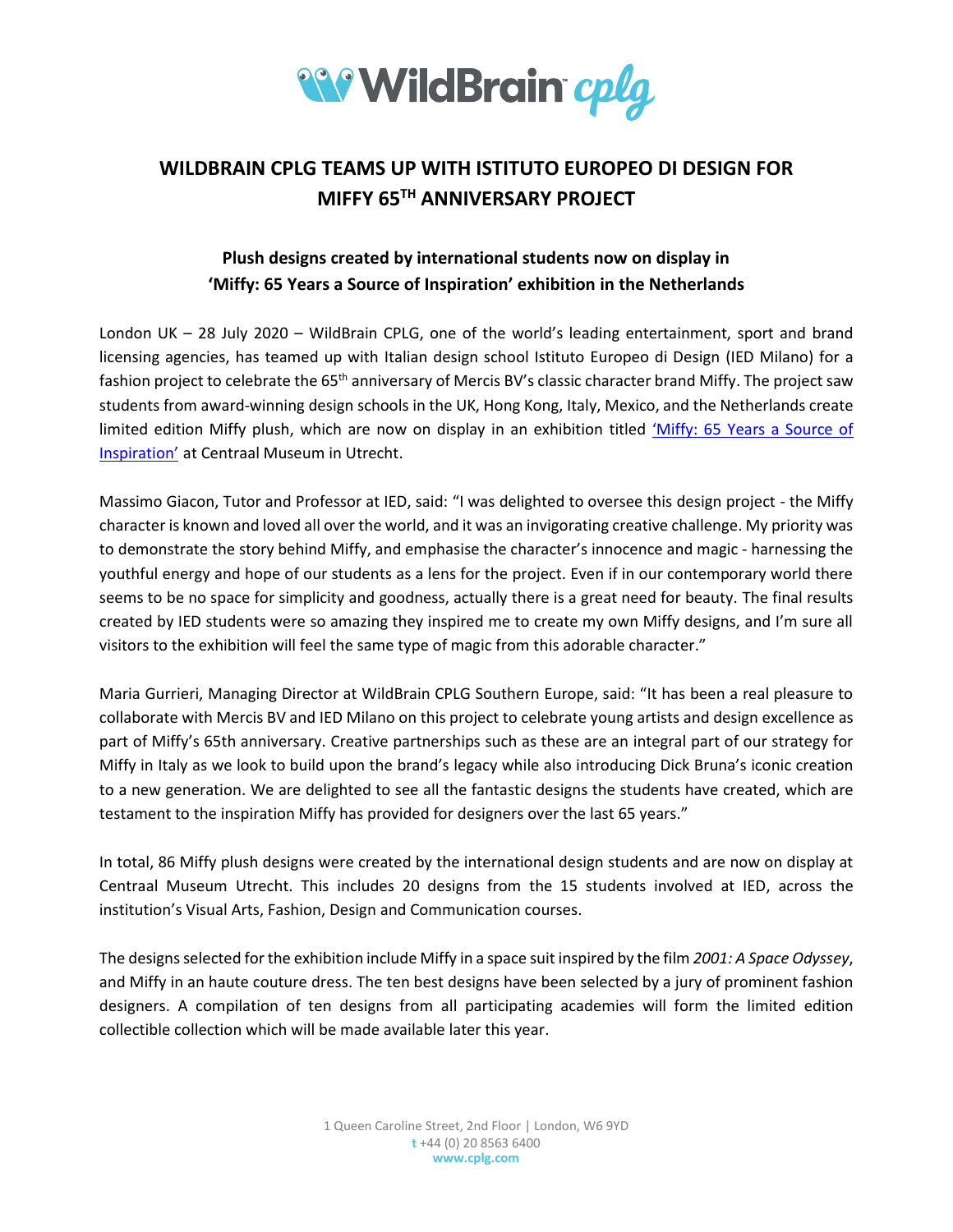# WILDBRAIN CPLG TEAMS UP WITH ISTITUTO EUROPEO DI DESIGN FOR MIFFY 65TH ANNIVERSARY PROJECT

## Plush designs created by international students now on display in 'Miffy: 65 Years a Source of Inspiration' exhibition in the Netherlands

London UK – 28 July 2020 – WildBrain CPLG, one of the world's leading entertainment, sport and brand licensing agencies, has teamed up with Italian design school Istituto Europeo di Design (IED Milano) for a fashion project to celebrate the 65th anniversary of Mercis BV's classic character brand Miffy. The project saw students from award-winning design schools in the UK, Hong Kong, Italy, Mexico, and the Netherlands create limited edition Miffy plush, which are now on display in an exhibition titled 'Miffy: 65 Years a Source of Inspiration' at Centraal Museum in Utrecht.

Massimo Giacon, Tutor and Professor at IED, said: "I was delighted to oversee this design project - the Miffy character is known and loved all over the world, and it was an invigorating creative challenge. My priority was to demonstrate the story behind Miffy, and emphasise the character's innocence and magic - harnessing the youthful energy and hope of our students as a lens for the project. Even if in our contemporary world there seems to be no space for simplicity and goodness, actually there is a great need for beauty. The final results created by IED students were so amazing they inspired me to create my own Miffy designs, and I'm sure all visitors to the exhibition will feel the same type of magic from this adorable character."

Maria Gurrieri, Managing Director at WildBrain CPLG Southern Europe, said: "It has been a real pleasure to collaborate with Mercis BV and IED Milano on this project to celebrate young artists and design excellence as part of Miffy's 65th anniversary. Creative partnerships such as these are an integral part of our strategy for Miffy in Italy as we look to build upon the brand's legacy while also introducing Dick Bruna's iconic creation to a new generation. We are delighted to see all the fantastic designs the students have created, which are testament to the inspiration Miffy has provided for designers over the last 65 years."

In total, 86 Miffy plush designs were created by the international design students and are now on display at Centraal Museum Utrecht. This includes 20 designs from the 15 students involved at IED, across the institution's Visual Arts, Fashion, Design and Communication courses.

The designs selected for the exhibition include Miffy in a space suit inspired by the film *2001: A Space Odyssey*, and Miffy in an haute couture dress. The ten best designs have been selected by a jury of prominent fashion designers. A compilation of ten designs from all participating academies will form the limited edition collectible collection which will be made available later this year.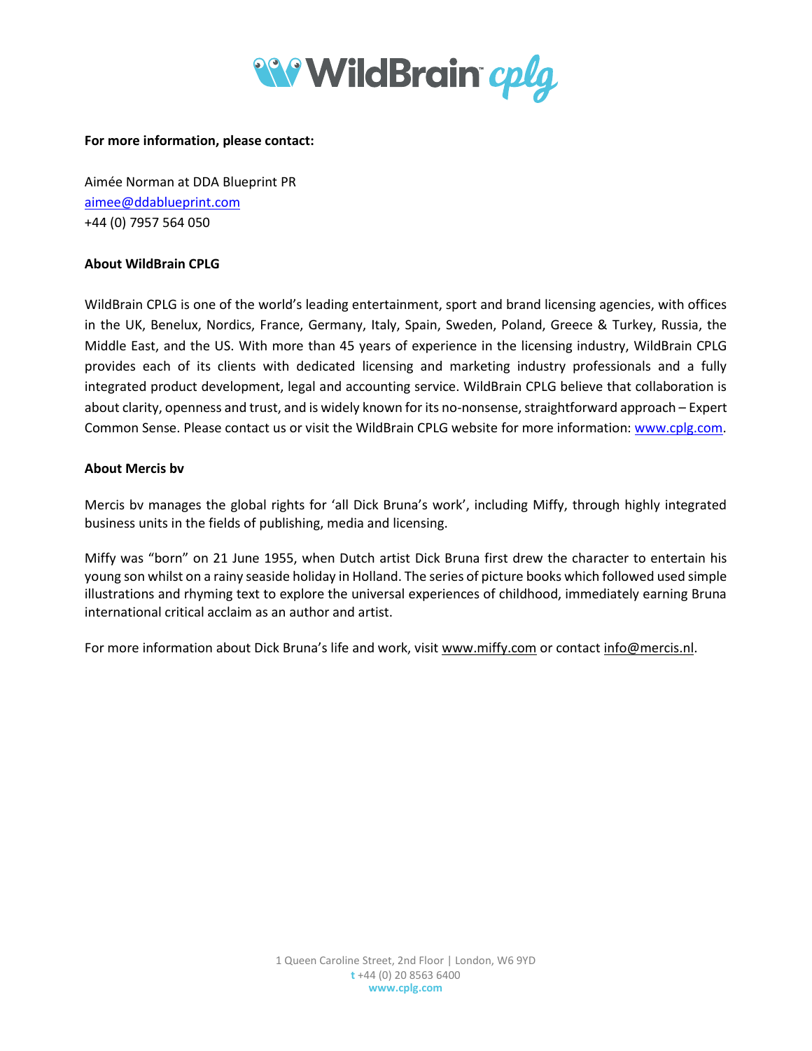**For more information, please contact:**

Aimée Norman at DDA Blueprint PR
aimee@ddablueprint.com
+44 (0) 7957 564 050

**About WildBrain CPLG**

WildBrain CPLG is one of the world's leading entertainment, sport and brand licensing agencies, with offices in the UK, Benelux, Nordics, France, Germany, Italy, Spain, Sweden, Poland, Greece & Turkey, Russia, the Middle East, and the US. With more than 45 years of experience in the licensing industry, WildBrain CPLG provides each of its clients with dedicated licensing and marketing industry professionals and a fully integrated product development, legal and accounting service. WildBrain CPLG believe that collaboration is about clarity, openness and trust, and is widely known for its no-nonsense, straightforward approach – Expert Common Sense. Please contact us or visit the WildBrain CPLG website for more information: www.cplg.com.

**About Mercis bv**

Mercis bv manages the global rights for 'all Dick Bruna's work', including Miffy, through highly integrated business units in the fields of publishing, media and licensing.

Miffy was "born" on 21 June 1955, when Dutch artist Dick Bruna first drew the character to entertain his young son whilst on a rainy seaside holiday in Holland. The series of picture books which followed used simple illustrations and rhyming text to explore the universal experiences of childhood, immediately earning Bruna international critical acclaim as an author and artist.

For more information about Dick Bruna's life and work, visit www.miffy.com or contact info@mercis.nl.